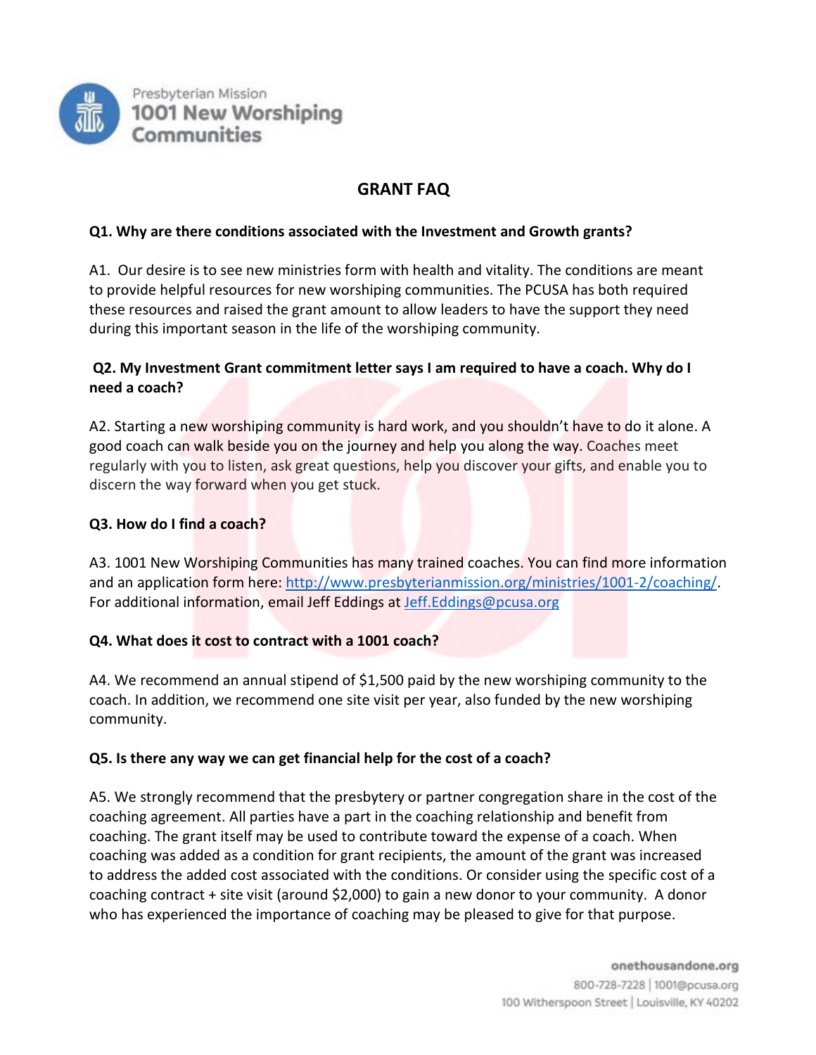Presbyterian Mission
1001 New Worshiping Communities

# GRANT FAQ

**Q1. Why are there conditions associated with the Investment and Growth grants?**

A1. Our desire is to see new ministries form with health and vitality. The conditions are meant to provide helpful resources for new worshiping communities. The PCUSA has both required these resources and raised the grant amount to allow leaders to have the support they need during this important season in the life of the worshiping community.

**Q2. My Investment Grant commitment letter says I am required to have a coach. Why do I need a coach?**

A2. Starting a new worshiping community is hard work, and you shouldn't have to do it alone. A good coach can walk beside you on the journey and help you along the way. Coaches meet regularly with you to listen, ask great questions, help you discover your gifts, and enable you to discern the way forward when you get stuck.

**Q3. How do I find a coach?**

A3. 1001 New Worshiping Communities has many trained coaches. You can find more information and an application form here: [http://www.presbyterianmission.org/ministries/1001-2/coaching/](http://www.presbyterianmission.org/ministries/1001-2/coaching/). For additional information, email Jeff Eddings at [Jeff.Eddings@pcusa.org](mailto:Jeff.Eddings@pcusa.org)

**Q4. What does it cost to contract with a 1001 coach?**

A4. We recommend an annual stipend of $1,500 paid by the new worshiping community to the coach. In addition, we recommend one site visit per year, also funded by the new worshiping community.

**Q5. Is there any way we can get financial help for the cost of a coach?**

A5. We strongly recommend that the presbytery or partner congregation share in the cost of the coaching agreement. All parties have a part in the coaching relationship and benefit from coaching. The grant itself may be used to contribute toward the expense of a coach. When coaching was added as a condition for grant recipients, the amount of the grant was increased to address the added cost associated with the conditions. Or consider using the specific cost of a coaching contract + site visit (around $2,000) to gain a new donor to your community. A donor who has experienced the importance of coaching may be pleased to give for that purpose.

onethousandone.org
800-728-7228 | 1001@pcusa.org
100 Witherspoon Street | Louisville, KY 40202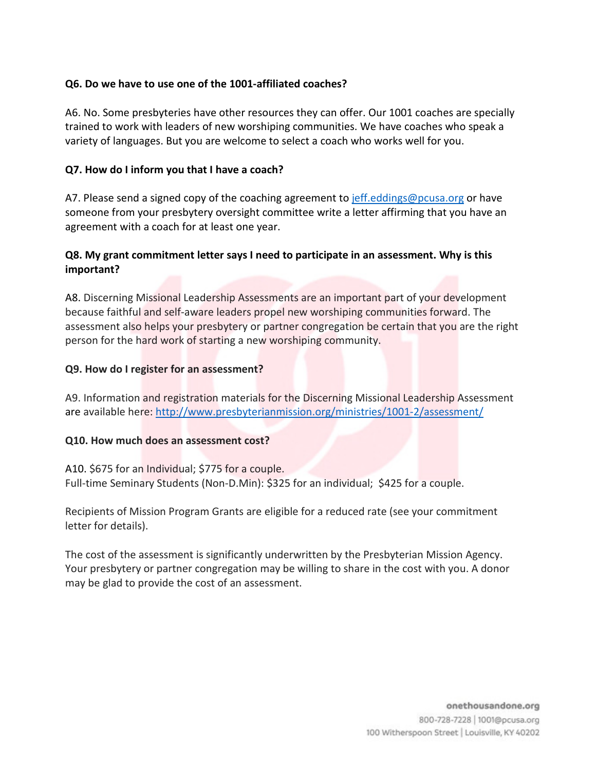**Q6. Do we have to use one of the 1001-affiliated coaches?**

A6. No. Some presbyteries have other resources they can offer. Our 1001 coaches are specially trained to work with leaders of new worshiping communities. We have coaches who speak a variety of languages. But you are welcome to select a coach who works well for you.

**Q7. How do I inform you that I have a coach?**

A7. Please send a signed copy of the coaching agreement to jeff.eddings@pcusa.org or have someone from your presbytery oversight committee write a letter affirming that you have an agreement with a coach for at least one year.

**Q8. My grant commitment letter says I need to participate in an assessment. Why is this important?**

A8. Discerning Missional Leadership Assessments are an important part of your development because faithful and self-aware leaders propel new worshiping communities forward. The assessment also helps your presbytery or partner congregation be certain that you are the right person for the hard work of starting a new worshiping community.

**Q9. How do I register for an assessment?**

A9. Information and registration materials for the Discerning Missional Leadership Assessment are available here: http://www.presbyterianmission.org/ministries/1001-2/assessment/

**Q10. How much does an assessment cost?**

A10. $675 for an Individual; $775 for a couple.
Full-time Seminary Students (Non-D.Min): $325 for an individual; $425 for a couple.

Recipients of Mission Program Grants are eligible for a reduced rate (see your commitment letter for details).

The cost of the assessment is significantly underwritten by the Presbyterian Mission Agency. Your presbytery or partner congregation may be willing to share in the cost with you. A donor may be glad to provide the cost of an assessment.